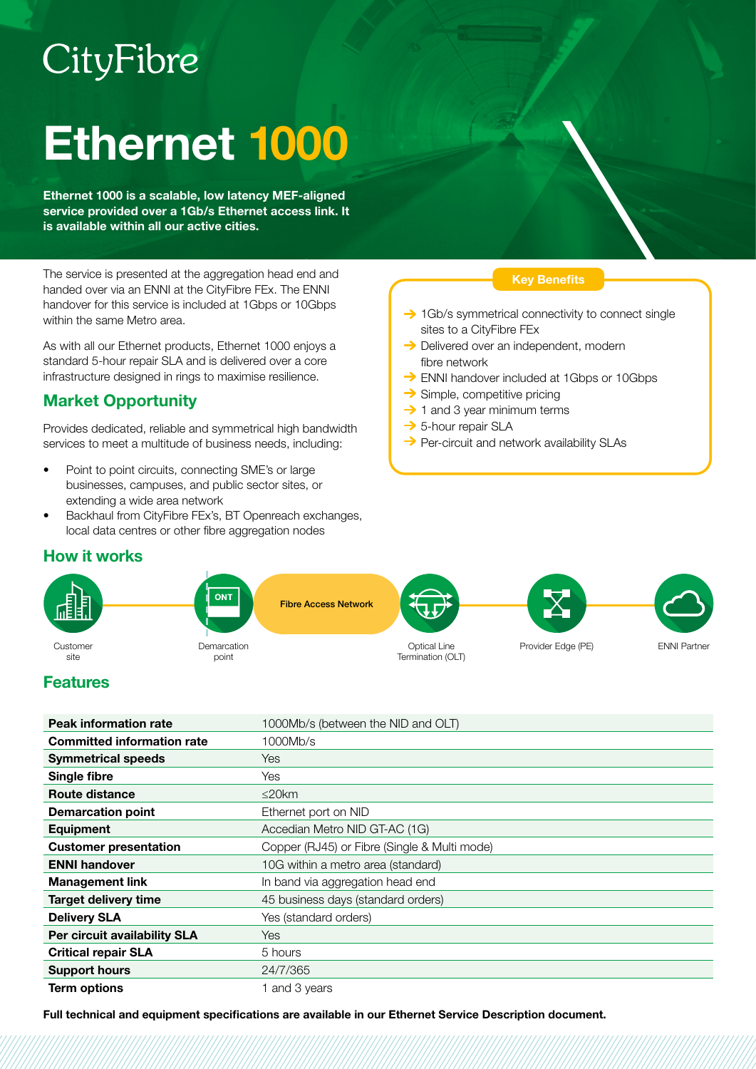CityFibre

# Ethernet 1000

**Ethernet 1000 is a scalable, low latency MEF-aligned service provided over a 1Gb/s Ethernet access link. It is available within all our active cities.**

The service is presented at the aggregation head end and handed over via an ENNI at the CityFibre FEx. The ENNI handover for this service is included at 1Gbps or 10Gbps within the same Metro area.

As with all our Ethernet products, Ethernet 1000 enjoys a standard 5-hour repair SLA and is delivered over a core infrastructure designed in rings to maximise resilience.

## Market Opportunity

Provides dedicated, reliable and symmetrical high bandwidth services to meet a multitude of business needs, including:

- Point to point circuits, connecting SME's or large businesses, campuses, and public sector sites, or extending a wide area network
- Backhaul from CityFibre FEx's, BT Openreach exchanges, local data centres or other fibre aggregation nodes

### Key Benefits

- → 1Gb/s symmetrical connectivity to connect single sites to a CityFibre FEx
- → Delivered over an independent, modern fibre network
- → ENNI handover included at 1Gbps or 10Gbps
- → Simple, competitive pricing
- → 1 and 3 year minimum terms
- → 5-hour repair SLA
- → Per-circuit and network availability SLAs

## How it works

Customer site → Demarcation point (ONT) → Fibre Access Network → Optical Line Termination (OLT) → Provider Edge (PE) → ENNI Partner

## Features

| | |
|---|---|
| **Peak information rate** | 1000Mb/s (between the NID and OLT) |
| **Committed information rate** | 1000Mb/s |
| **Symmetrical speeds** | Yes |
| **Single fibre** | Yes |
| **Route distance** | ≤20km |
| **Demarcation point** | Ethernet port on NID |
| **Equipment** | Accedian Metro NID GT-AC (1G) |
| **Customer presentation** | Copper (RJ45) or Fibre (Single & Multi mode) |
| **ENNI handover** | 10G within a metro area (standard) |
| **Management link** | In band via aggregation head end |
| **Target delivery time** | 45 business days (standard orders) |
| **Delivery SLA** | Yes (standard orders) |
| **Per circuit availability SLA** | Yes |
| **Critical repair SLA** | 5 hours |
| **Support hours** | 24/7/365 |
| **Term options** | 1 and 3 years |

**Full technical and equipment specifications are available in our Ethernet Service Description document.**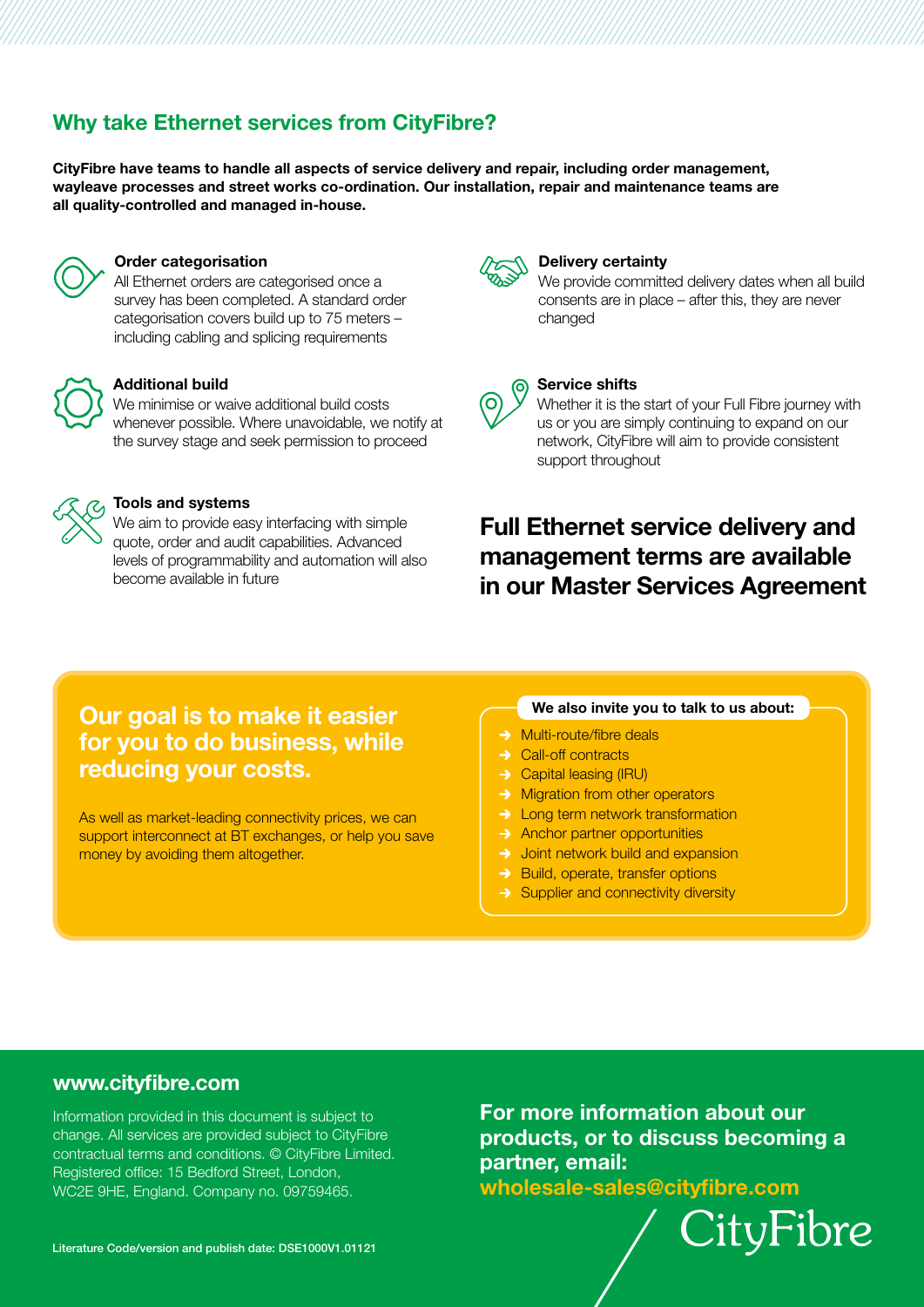## Why take Ethernet services from CityFibre?

**CityFibre have teams to handle all aspects of service delivery and repair, including order management, wayleave processes and street works co-ordination. Our installation, repair and maintenance teams are all quality-controlled and managed in-house.**

### Order categorisation

All Ethernet orders are categorised once a survey has been completed. A standard order categorisation covers build up to 75 meters – including cabling and splicing requirements

### Additional build

We minimise or waive additional build costs whenever possible. Where unavoidable, we notify at the survey stage and seek permission to proceed

### Tools and systems

We aim to provide easy interfacing with simple quote, order and audit capabilities. Advanced levels of programmability and automation will also become available in future

### Delivery certainty

We provide committed delivery dates when all build consents are in place – after this, they are never changed

### Service shifts

Whether it is the start of your Full Fibre journey with us or you are simply continuing to expand on our network, CityFibre will aim to provide consistent support throughout

## Full Ethernet service delivery and management terms are available in our Master Services Agreement

## Our goal is to make it easier for you to do business, while reducing your costs.

As well as market-leading connectivity prices, we can support interconnect at BT exchanges, or help you save money by avoiding them altogether.

**We also invite you to talk to us about:**

- Multi-route/fibre deals
- Call-off contracts
- Capital leasing (IRU)
- Migration from other operators
- Long term network transformation
- Anchor partner opportunities
- Joint network build and expansion
- Build, operate, transfer options
- Supplier and connectivity diversity

**www.cityfibre.com**

Information provided in this document is subject to change. All services are provided subject to CityFibre contractual terms and conditions. © CityFibre Limited. Registered office: 15 Bedford Street, London, WC2E 9HE, England. Company no. 09759465.

**For more information about our products, or to discuss becoming a partner, email: wholesale-sales@cityfibre.com**

Literature Code/version and publish date: DSE1000V1.01121

CityFibre